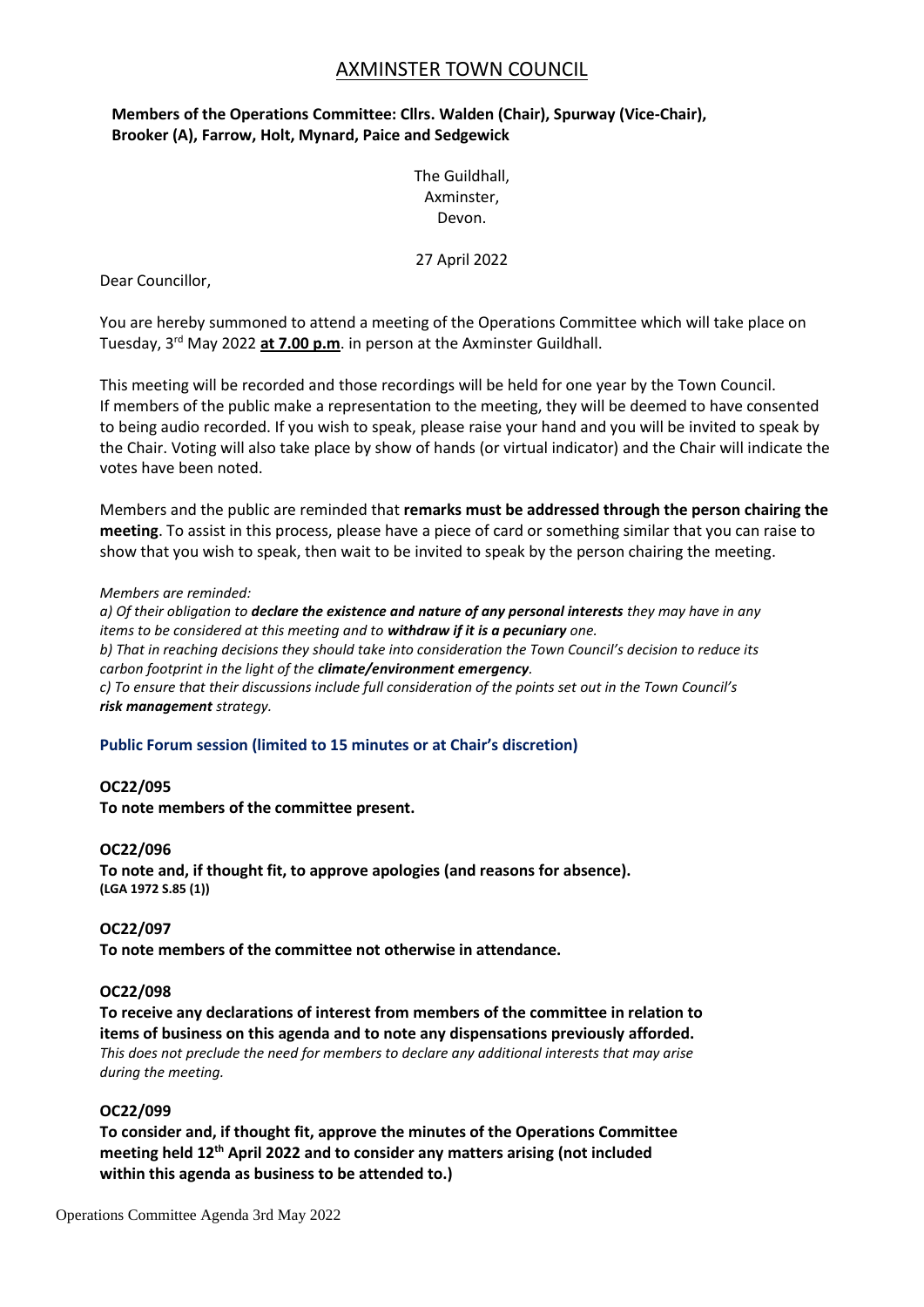# AXMINSTER TOWN COUNCIL

**Members of the Operations Committee: Cllrs. Walden (Chair), Spurway (Vice-Chair), Brooker (A), Farrow, Holt, Mynard, Paice and Sedgewick**

The Guildhall,
Axminster,
Devon.

27 April 2022

Dear Councillor,

You are hereby summoned to attend a meeting of the Operations Committee which will take place on Tuesday, 3rd May 2022 **at 7.00 p.m**. in person at the Axminster Guildhall.

This meeting will be recorded and those recordings will be held for one year by the Town Council. If members of the public make a representation to the meeting, they will be deemed to have consented to being audio recorded. If you wish to speak, please raise your hand and you will be invited to speak by the Chair. Voting will also take place by show of hands (or virtual indicator) and the Chair will indicate the votes have been noted.

Members and the public are reminded that **remarks must be addressed through the person chairing the meeting**. To assist in this process, please have a piece of card or something similar that you can raise to show that you wish to speak, then wait to be invited to speak by the person chairing the meeting.

*Members are reminded:*
*a) Of their obligation to **declare the existence and nature of any personal interests** they may have in any items to be considered at this meeting and to **withdraw if it is a pecuniary** one.*
*b) That in reaching decisions they should take into consideration the Town Council's decision to reduce its carbon footprint in the light of the **climate/environment emergency**.*
*c) To ensure that their discussions include full consideration of the points set out in the Town Council's **risk management** strategy.*

**Public Forum session (limited to 15 minutes or at Chair's discretion)**

**OC22/095**
**To note members of the committee present.**

**OC22/096**
**To note and, if thought fit, to approve apologies (and reasons for absence).**
**(LGA 1972 S.85 (1))**

**OC22/097**
**To note members of the committee not otherwise in attendance.**

**OC22/098**
**To receive any declarations of interest from members of the committee in relation to items of business on this agenda and to note any dispensations previously afforded.**
*This does not preclude the need for members to declare any additional interests that may arise during the meeting.*

**OC22/099**
**To consider and, if thought fit, approve the minutes of the Operations Committee meeting held 12th April 2022 and to consider any matters arising (not included within this agenda as business to be attended to.)**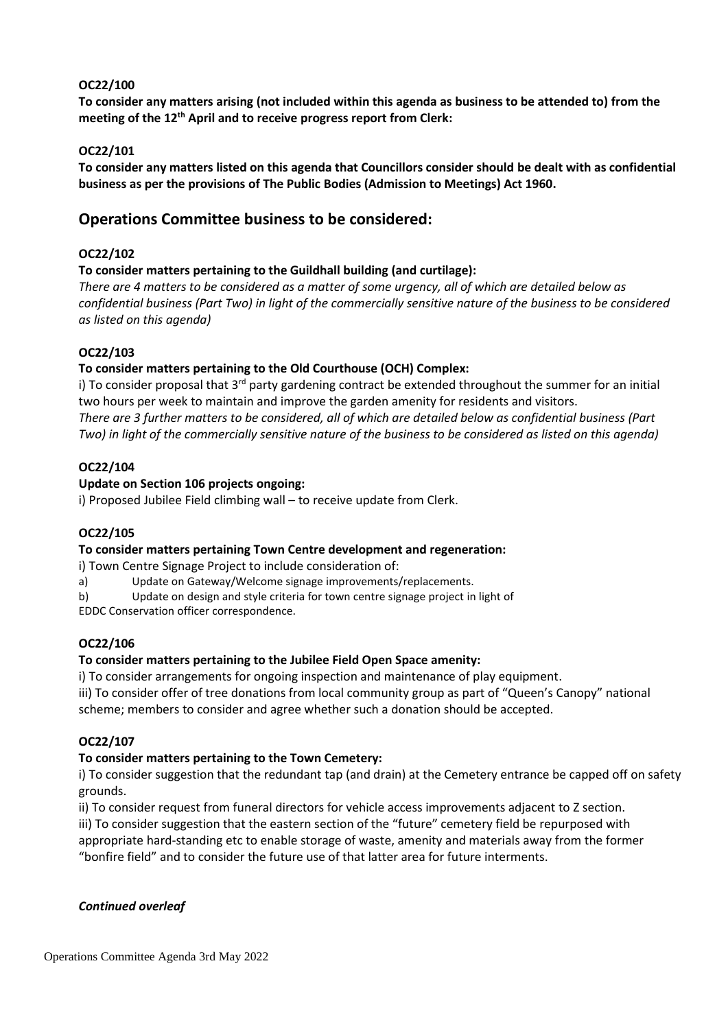**OC22/100**

**To consider any matters arising (not included within this agenda as business to be attended to) from the meeting of the 12th April and to receive progress report from Clerk:**

**OC22/101**

**To consider any matters listed on this agenda that Councillors consider should be dealt with as confidential business as per the provisions of The Public Bodies (Admission to Meetings) Act 1960.**

## Operations Committee business to be considered:

**OC22/102**

**To consider matters pertaining to the Guildhall building (and curtilage):**

*There are 4 matters to be considered as a matter of some urgency, all of which are detailed below as confidential business (Part Two) in light of the commercially sensitive nature of the business to be considered as listed on this agenda)*

**OC22/103**

**To consider matters pertaining to the Old Courthouse (OCH) Complex:**

i) To consider proposal that 3rd party gardening contract be extended throughout the summer for an initial two hours per week to maintain and improve the garden amenity for residents and visitors.

*There are 3 further matters to be considered, all of which are detailed below as confidential business (Part Two) in light of the commercially sensitive nature of the business to be considered as listed on this agenda)*

**OC22/104**

**Update on Section 106 projects ongoing:**

i) Proposed Jubilee Field climbing wall – to receive update from Clerk.

**OC22/105**

**To consider matters pertaining Town Centre development and regeneration:**

i) Town Centre Signage Project to include consideration of:

a) Update on Gateway/Welcome signage improvements/replacements.

b) Update on design and style criteria for town centre signage project in light of EDDC Conservation officer correspondence.

**OC22/106**

**To consider matters pertaining to the Jubilee Field Open Space amenity:**

i) To consider arrangements for ongoing inspection and maintenance of play equipment.

iii) To consider offer of tree donations from local community group as part of "Queen's Canopy" national scheme; members to consider and agree whether such a donation should be accepted.

**OC22/107**

**To consider matters pertaining to the Town Cemetery:**

i) To consider suggestion that the redundant tap (and drain) at the Cemetery entrance be capped off on safety grounds.

ii) To consider request from funeral directors for vehicle access improvements adjacent to Z section.

iii) To consider suggestion that the eastern section of the "future" cemetery field be repurposed with appropriate hard-standing etc to enable storage of waste, amenity and materials away from the former "bonfire field" and to consider the future use of that latter area for future interments.

***Continued overleaf***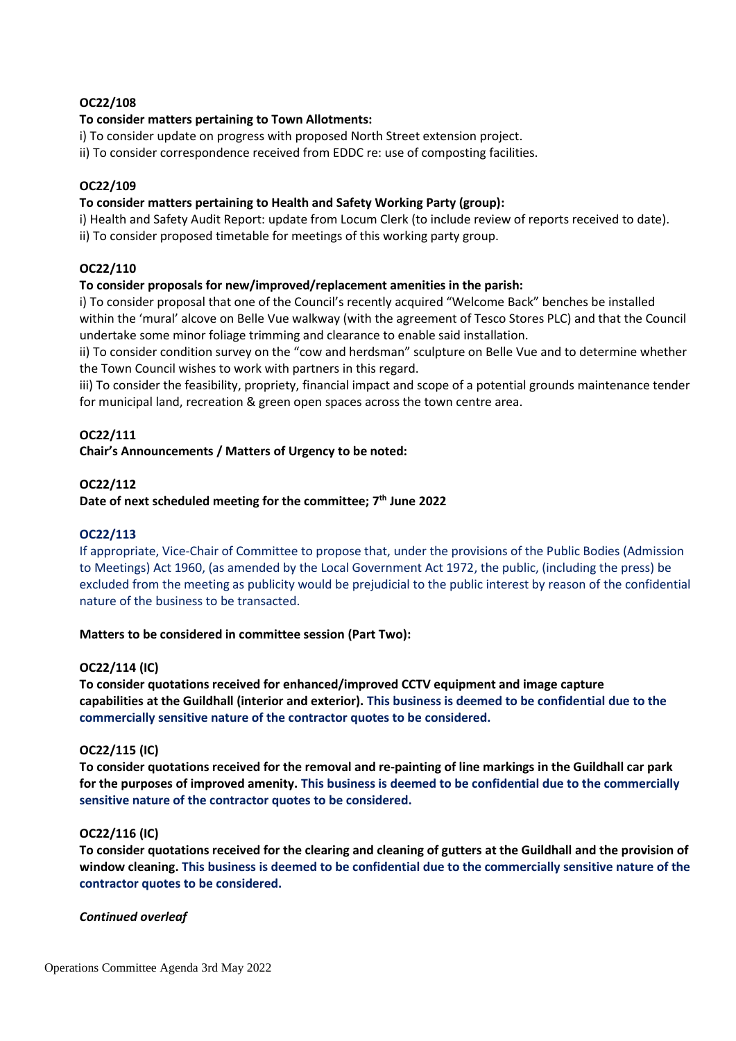**OC22/108**

**To consider matters pertaining to Town Allotments:**

i) To consider update on progress with proposed North Street extension project.

ii) To consider correspondence received from EDDC re: use of composting facilities.

**OC22/109**

**To consider matters pertaining to Health and Safety Working Party (group):**

i) Health and Safety Audit Report: update from Locum Clerk (to include review of reports received to date).

ii) To consider proposed timetable for meetings of this working party group.

**OC22/110**

**To consider proposals for new/improved/replacement amenities in the parish:**

i) To consider proposal that one of the Council's recently acquired "Welcome Back" benches be installed within the 'mural' alcove on Belle Vue walkway (with the agreement of Tesco Stores PLC) and that the Council undertake some minor foliage trimming and clearance to enable said installation.

ii) To consider condition survey on the "cow and herdsman" sculpture on Belle Vue and to determine whether the Town Council wishes to work with partners in this regard.

iii) To consider the feasibility, propriety, financial impact and scope of a potential grounds maintenance tender for municipal land, recreation & green open spaces across the town centre area.

**OC22/111**

**Chair's Announcements / Matters of Urgency to be noted:**

**OC22/112**

**Date of next scheduled meeting for the committee; 7th June 2022**

**OC22/113**

If appropriate, Vice-Chair of Committee to propose that, under the provisions of the Public Bodies (Admission to Meetings) Act 1960, (as amended by the Local Government Act 1972, the public, (including the press) be excluded from the meeting as publicity would be prejudicial to the public interest by reason of the confidential nature of the business to be transacted.

**Matters to be considered in committee session (Part Two):**

**OC22/114 (IC)**

**To consider quotations received for enhanced/improved CCTV equipment and image capture capabilities at the Guildhall (interior and exterior). This business is deemed to be confidential due to the commercially sensitive nature of the contractor quotes to be considered.**

**OC22/115 (IC)**

**To consider quotations received for the removal and re-painting of line markings in the Guildhall car park for the purposes of improved amenity. This business is deemed to be confidential due to the commercially sensitive nature of the contractor quotes to be considered.**

**OC22/116 (IC)**

**To consider quotations received for the clearing and cleaning of gutters at the Guildhall and the provision of window cleaning. This business is deemed to be confidential due to the commercially sensitive nature of the contractor quotes to be considered.**

***Continued overleaf***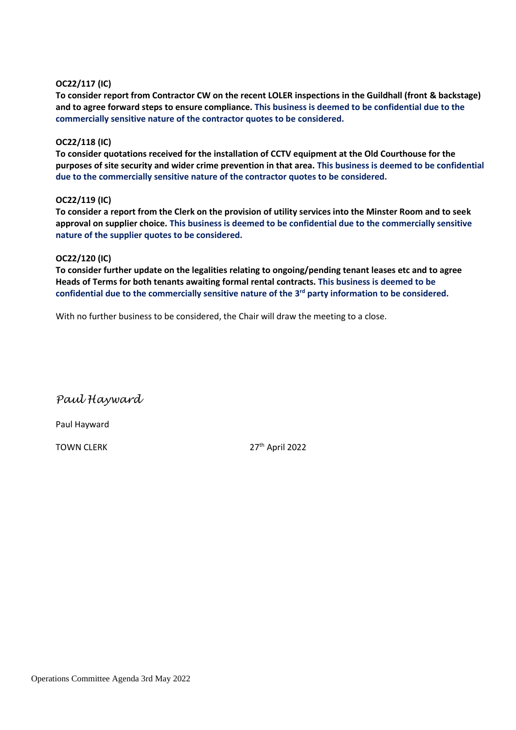**OC22/117 (IC)**
**To consider report from Contractor CW on the recent LOLER inspections in the Guildhall (front & backstage) and to agree forward steps to ensure compliance. This business is deemed to be confidential due to the commercially sensitive nature of the contractor quotes to be considered.**

**OC22/118 (IC)**
**To consider quotations received for the installation of CCTV equipment at the Old Courthouse for the purposes of site security and wider crime prevention in that area. This business is deemed to be confidential due to the commercially sensitive nature of the contractor quotes to be considered.**

**OC22/119 (IC)**
**To consider a report from the Clerk on the provision of utility services into the Minster Room and to seek approval on supplier choice. This business is deemed to be confidential due to the commercially sensitive nature of the supplier quotes to be considered.**

**OC22/120 (IC)**
**To consider further update on the legalities relating to ongoing/pending tenant leases etc and to agree Heads of Terms for both tenants awaiting formal rental contracts. This business is deemed to be confidential due to the commercially sensitive nature of the 3rd party information to be considered.**

With no further business to be considered, the Chair will draw the meeting to a close.

*Paul Hayward*

Paul Hayward

TOWN CLERK 27th April 2022